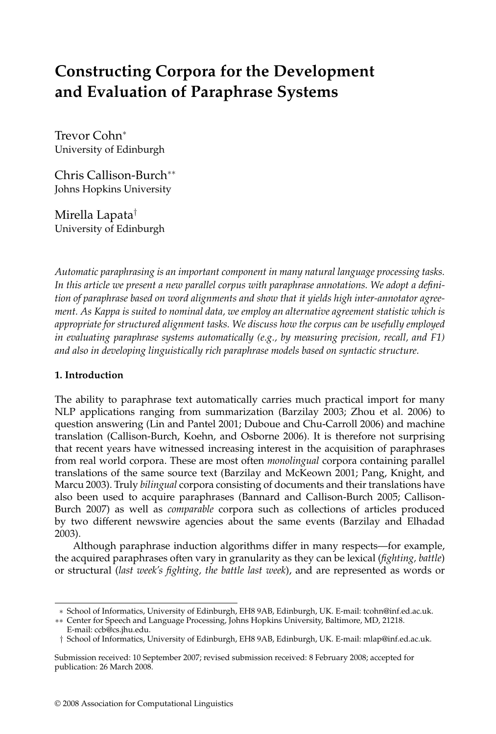# Constructing Corpora for the Development and Evaluation of Paraphrase Systems

Trevor Cohn[∗]
University of Edinburgh

Chris Callison-Burch[∗∗]
Johns Hopkins University

Mirella Lapata[†]
University of Edinburgh

*Automatic paraphrasing is an important component in many natural language processing tasks. In this article we present a new parallel corpus with paraphrase annotations. We adopt a definition of paraphrase based on word alignments and show that it yields high inter-annotator agreement. As Kappa is suited to nominal data, we employ an alternative agreement statistic which is appropriate for structured alignment tasks. We discuss how the corpus can be usefully employed in evaluating paraphrase systems automatically (e.g., by measuring precision, recall, and F1) and also in developing linguistically rich paraphrase models based on syntactic structure.*

### 1. Introduction

The ability to paraphrase text automatically carries much practical import for many NLP applications ranging from summarization (Barzilay 2003; Zhou et al. 2006) to question answering (Lin and Pantel 2001; Duboue and Chu-Carroll 2006) and machine translation (Callison-Burch, Koehn, and Osborne 2006). It is therefore not surprising that recent years have witnessed increasing interest in the acquisition of paraphrases from real world corpora. These are most often *monolingual* corpora containing parallel translations of the same source text (Barzilay and McKeown 2001; Pang, Knight, and Marcu 2003). Truly *bilingual* corpora consisting of documents and their translations have also been used to acquire paraphrases (Bannard and Callison-Burch 2005; Callison-Burch 2007) as well as *comparable* corpora such as collections of articles produced by two different newswire agencies about the same events (Barzilay and Elhadad 2003).

Although paraphrase induction algorithms differ in many respects—for example, the acquired paraphrases often vary in granularity as they can be lexical (*fighting, battle*) or structural (*last week's fighting, the battle last week*), and are represented as words or

∗ School of Informatics, University of Edinburgh, EH8 9AB, Edinburgh, UK. E-mail: tcohn@inf.ed.ac.uk.
∗∗ Center for Speech and Language Processing, Johns Hopkins University, Baltimore, MD, 21218. E-mail: ccb@cs.jhu.edu.
† School of Informatics, University of Edinburgh, EH8 9AB, Edinburgh, UK. E-mail: mlap@inf.ed.ac.uk.

Submission received: 10 September 2007; revised submission received: 8 February 2008; accepted for publication: 26 March 2008.

© 2008 Association for Computational Linguistics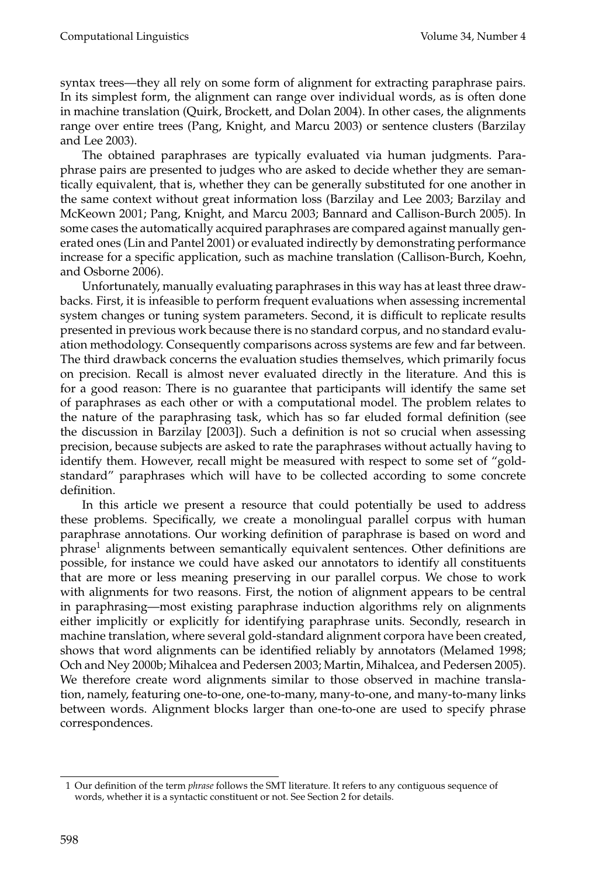syntax trees—they all rely on some form of alignment for extracting paraphrase pairs. In its simplest form, the alignment can range over individual words, as is often done in machine translation (Quirk, Brockett, and Dolan 2004). In other cases, the alignments range over entire trees (Pang, Knight, and Marcu 2003) or sentence clusters (Barzilay and Lee 2003).

The obtained paraphrases are typically evaluated via human judgments. Paraphrase pairs are presented to judges who are asked to decide whether they are semantically equivalent, that is, whether they can be generally substituted for one another in the same context without great information loss (Barzilay and Lee 2003; Barzilay and McKeown 2001; Pang, Knight, and Marcu 2003; Bannard and Callison-Burch 2005). In some cases the automatically acquired paraphrases are compared against manually generated ones (Lin and Pantel 2001) or evaluated indirectly by demonstrating performance increase for a specific application, such as machine translation (Callison-Burch, Koehn, and Osborne 2006).

Unfortunately, manually evaluating paraphrases in this way has at least three drawbacks. First, it is infeasible to perform frequent evaluations when assessing incremental system changes or tuning system parameters. Second, it is difficult to replicate results presented in previous work because there is no standard corpus, and no standard evaluation methodology. Consequently comparisons across systems are few and far between. The third drawback concerns the evaluation studies themselves, which primarily focus on precision. Recall is almost never evaluated directly in the literature. And this is for a good reason: There is no guarantee that participants will identify the same set of paraphrases as each other or with a computational model. The problem relates to the nature of the paraphrasing task, which has so far eluded formal definition (see the discussion in Barzilay [2003]). Such a definition is not so crucial when assessing precision, because subjects are asked to rate the paraphrases without actually having to identify them. However, recall might be measured with respect to some set of "gold-standard" paraphrases which will have to be collected according to some concrete definition.

In this article we present a resource that could potentially be used to address these problems. Specifically, we create a monolingual parallel corpus with human paraphrase annotations. Our working definition of paraphrase is based on word and phrase[1] alignments between semantically equivalent sentences. Other definitions are possible, for instance we could have asked our annotators to identify all constituents that are more or less meaning preserving in our parallel corpus. We chose to work with alignments for two reasons. First, the notion of alignment appears to be central in paraphrasing—most existing paraphrase induction algorithms rely on alignments either implicitly or explicitly for identifying paraphrase units. Secondly, research in machine translation, where several gold-standard alignment corpora have been created, shows that word alignments can be identified reliably by annotators (Melamed 1998; Och and Ney 2000b; Mihalcea and Pedersen 2003; Martin, Mihalcea, and Pedersen 2005). We therefore create word alignments similar to those observed in machine translation, namely, featuring one-to-one, one-to-many, many-to-one, and many-to-many links between words. Alignment blocks larger than one-to-one are used to specify phrase correspondences.

---

1 Our definition of the term *phrase* follows the SMT literature. It refers to any contiguous sequence of words, whether it is a syntactic constituent or not. See Section 2 for details.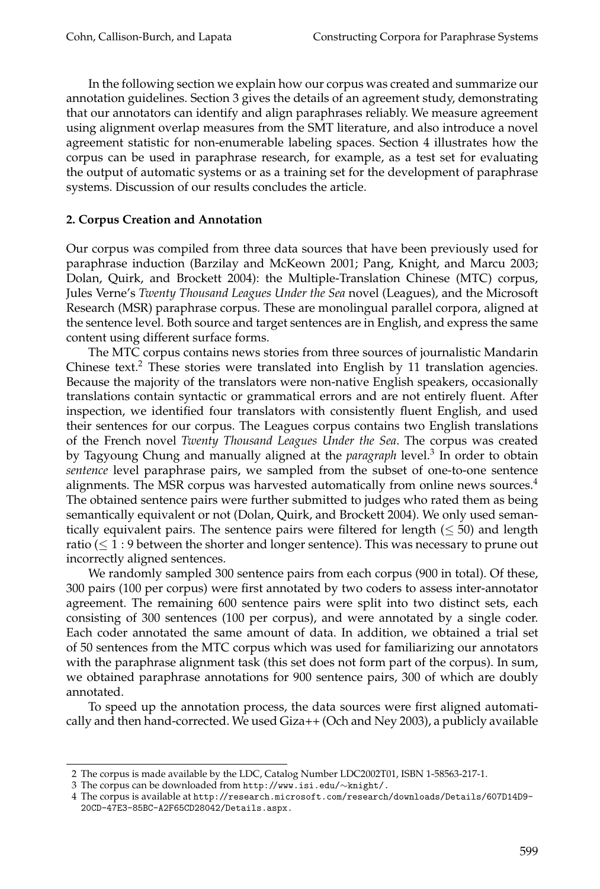In the following section we explain how our corpus was created and summarize our annotation guidelines. Section 3 gives the details of an agreement study, demonstrating that our annotators can identify and align paraphrases reliably. We measure agreement using alignment overlap measures from the SMT literature, and also introduce a novel agreement statistic for non-enumerable labeling spaces. Section 4 illustrates how the corpus can be used in paraphrase research, for example, as a test set for evaluating the output of automatic systems or as a training set for the development of paraphrase systems. Discussion of our results concludes the article.

## 2. Corpus Creation and Annotation

Our corpus was compiled from three data sources that have been previously used for paraphrase induction (Barzilay and McKeown 2001; Pang, Knight, and Marcu 2003; Dolan, Quirk, and Brockett 2004): the Multiple-Translation Chinese (MTC) corpus, Jules Verne's *Twenty Thousand Leagues Under the Sea* novel (Leagues), and the Microsoft Research (MSR) paraphrase corpus. These are monolingual parallel corpora, aligned at the sentence level. Both source and target sentences are in English, and express the same content using different surface forms.

The MTC corpus contains news stories from three sources of journalistic Mandarin Chinese text.[2] These stories were translated into English by 11 translation agencies. Because the majority of the translators were non-native English speakers, occasionally translations contain syntactic or grammatical errors and are not entirely fluent. After inspection, we identified four translators with consistently fluent English, and used their sentences for our corpus. The Leagues corpus contains two English translations of the French novel *Twenty Thousand Leagues Under the Sea*. The corpus was created by Tagyoung Chung and manually aligned at the *paragraph* level.[3] In order to obtain *sentence* level paraphrase pairs, we sampled from the subset of one-to-one sentence alignments. The MSR corpus was harvested automatically from online news sources.[4] The obtained sentence pairs were further submitted to judges who rated them as being semantically equivalent or not (Dolan, Quirk, and Brockett 2004). We only used semantically equivalent pairs. The sentence pairs were filtered for length ($\leq 50$) and length ratio ($\leq 1:9$ between the shorter and longer sentence). This was necessary to prune out incorrectly aligned sentences.

We randomly sampled 300 sentence pairs from each corpus (900 in total). Of these, 300 pairs (100 per corpus) were first annotated by two coders to assess inter-annotator agreement. The remaining 600 sentence pairs were split into two distinct sets, each consisting of 300 sentences (100 per corpus), and were annotated by a single coder. Each coder annotated the same amount of data. In addition, we obtained a trial set of 50 sentences from the MTC corpus which was used for familiarizing our annotators with the paraphrase alignment task (this set does not form part of the corpus). In sum, we obtained paraphrase annotations for 900 sentence pairs, 300 of which are doubly annotated.

To speed up the annotation process, the data sources were first aligned automatically and then hand-corrected. We used Giza++ (Och and Ney 2003), a publicly available

---

2 The corpus is made available by the LDC, Catalog Number LDC2002T01, ISBN 1-58563-217-1.

3 The corpus can be downloaded from `http://www.isi.edu/~knight/`.

4 The corpus is available at `http://research.microsoft.com/research/downloads/Details/607D14D9-20CD-47E3-85BC-A2F65CD28042/Details.aspx`.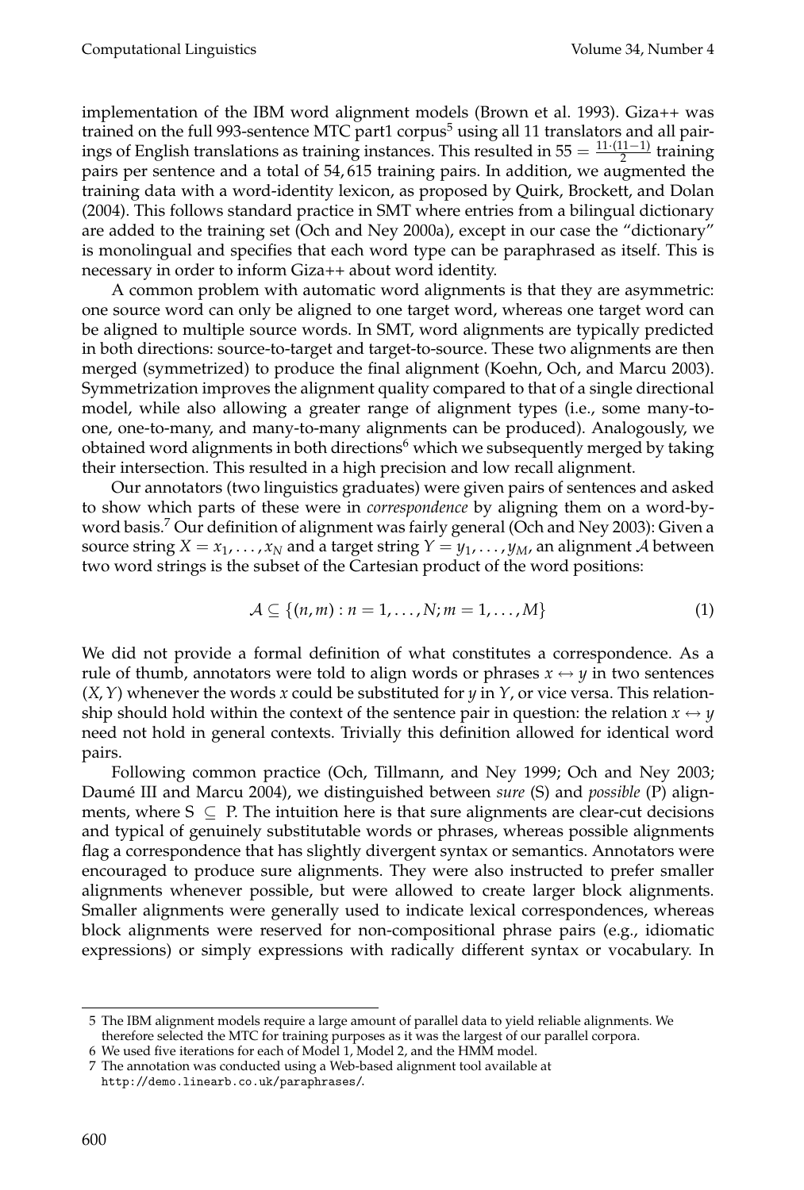implementation of the IBM word alignment models (Brown et al. 1993). Giza++ was trained on the full 993-sentence MTC part1 corpus[5] using all 11 translators and all pairings of English translations as training instances. This resulted in $55 = \frac{11 \cdot (11-1)}{2}$ training pairs per sentence and a total of 54,615 training pairs. In addition, we augmented the training data with a word-identity lexicon, as proposed by Quirk, Brockett, and Dolan (2004). This follows standard practice in SMT where entries from a bilingual dictionary are added to the training set (Och and Ney 2000a), except in our case the "dictionary" is monolingual and specifies that each word type can be paraphrased as itself. This is necessary in order to inform Giza++ about word identity.

A common problem with automatic word alignments is that they are asymmetric: one source word can only be aligned to one target word, whereas one target word can be aligned to multiple source words. In SMT, word alignments are typically predicted in both directions: source-to-target and target-to-source. These two alignments are then merged (symmetrized) to produce the final alignment (Koehn, Och, and Marcu 2003). Symmetrization improves the alignment quality compared to that of a single directional model, while also allowing a greater range of alignment types (i.e., some many-to-one, one-to-many, and many-to-many alignments can be produced). Analogously, we obtained word alignments in both directions[6] which we subsequently merged by taking their intersection. This resulted in a high precision and low recall alignment.

Our annotators (two linguistics graduates) were given pairs of sentences and asked to show which parts of these were in *correspondence* by aligning them on a word-by-word basis.[7] Our definition of alignment was fairly general (Och and Ney 2003): Given a source string $X = x_1, \ldots, x_N$ and a target string $Y = y_1, \ldots, y_M$, an alignment $\mathcal{A}$ between two word strings is the subset of the Cartesian product of the word positions:

$$\mathcal{A} \subseteq \{(n, m) : n = 1, \ldots, N; m = 1, \ldots, M\} \tag{1}$$

We did not provide a formal definition of what constitutes a correspondence. As a rule of thumb, annotators were told to align words or phrases $x \leftrightarrow y$ in two sentences $(X, Y)$ whenever the words $x$ could be substituted for $y$ in $Y$, or vice versa. This relationship should hold within the context of the sentence pair in question: the relation $x \leftrightarrow y$ need not hold in general contexts. Trivially this definition allowed for identical word pairs.

Following common practice (Och, Tillmann, and Ney 1999; Och and Ney 2003; Daumé III and Marcu 2004), we distinguished between *sure* (S) and *possible* (P) alignments, where $S \subseteq P$. The intuition here is that sure alignments are clear-cut decisions and typical of genuinely substitutable words or phrases, whereas possible alignments flag a correspondence that has slightly divergent syntax or semantics. Annotators were encouraged to produce sure alignments. They were also instructed to prefer smaller alignments whenever possible, but were allowed to create larger block alignments. Smaller alignments were generally used to indicate lexical correspondences, whereas block alignments were reserved for non-compositional phrase pairs (e.g., idiomatic expressions) or simply expressions with radically different syntax or vocabulary. In

---

5 The IBM alignment models require a large amount of parallel data to yield reliable alignments. We therefore selected the MTC for training purposes as it was the largest of our parallel corpora.

6 We used five iterations for each of Model 1, Model 2, and the HMM model.

7 The annotation was conducted using a Web-based alignment tool available at http://demo.linearb.co.uk/paraphrases/.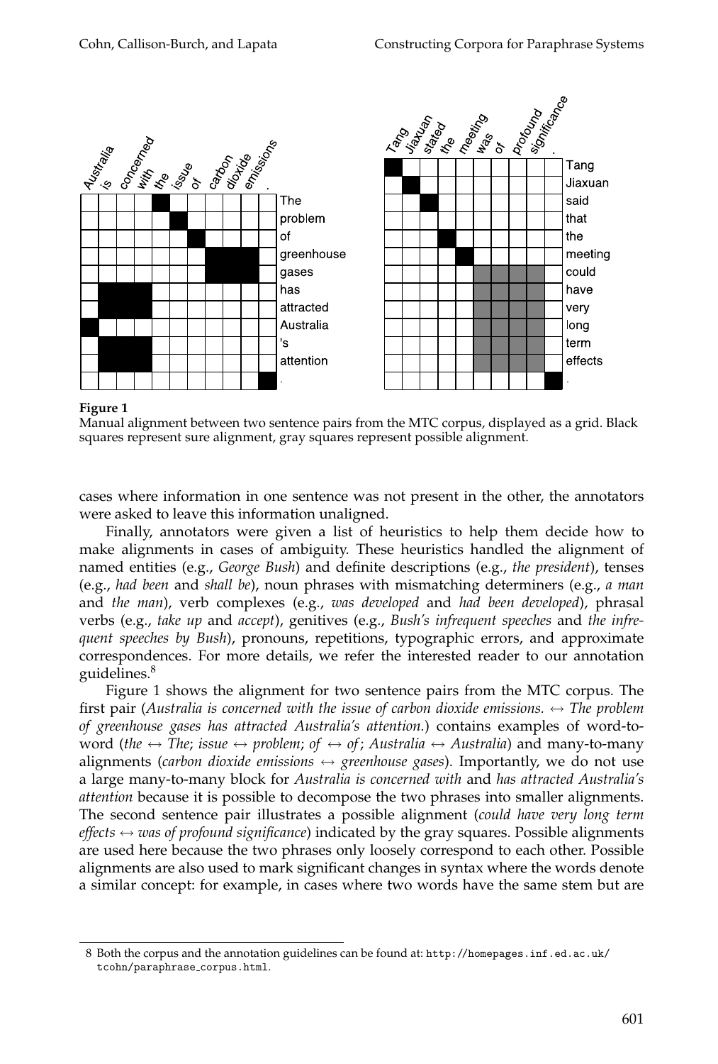**Figure 1**
Manual alignment between two sentence pairs from the MTC corpus, displayed as a grid. Black squares represent sure alignment, gray squares represent possible alignment.

cases where information in one sentence was not present in the other, the annotators were asked to leave this information unaligned.

Finally, annotators were given a list of heuristics to help them decide how to make alignments in cases of ambiguity. These heuristics handled the alignment of named entities (e.g., *George Bush*) and definite descriptions (e.g., *the president*), tenses (e.g., *had been* and *shall be*), noun phrases with mismatching determiners (e.g., *a man* and *the man*), verb complexes (e.g., *was developed* and *had been developed*), phrasal verbs (e.g., *take up* and *accept*), genitives (e.g., *Bush's infrequent speeches* and *the infrequent speeches by Bush*), pronouns, repetitions, typographic errors, and approximate correspondences. For more details, we refer the interested reader to our annotation guidelines.[8]

Figure 1 shows the alignment for two sentence pairs from the MTC corpus. The first pair (*Australia is concerned with the issue of carbon dioxide emissions.* ↔ *The problem of greenhouse gases has attracted Australia's attention.*) contains examples of word-to-word (*the* ↔ *The*; *issue* ↔ *problem*; *of* ↔ *of*; *Australia* ↔ *Australia*) and many-to-many alignments (*carbon dioxide emissions* ↔ *greenhouse gases*). Importantly, we do not use a large many-to-many block for *Australia is concerned with* and *has attracted Australia's attention* because it is possible to decompose the two phrases into smaller alignments. The second sentence pair illustrates a possible alignment (*could have very long term effects* ↔ *was of profound significance*) indicated by the gray squares. Possible alignments are used here because the two phrases only loosely correspond to each other. Possible alignments are also used to mark significant changes in syntax where the words denote a similar concept: for example, in cases where two words have the same stem but are

8 Both the corpus and the annotation guidelines can be found at: http://homepages.inf.ed.ac.uk/tcohn/paraphrase_corpus.html.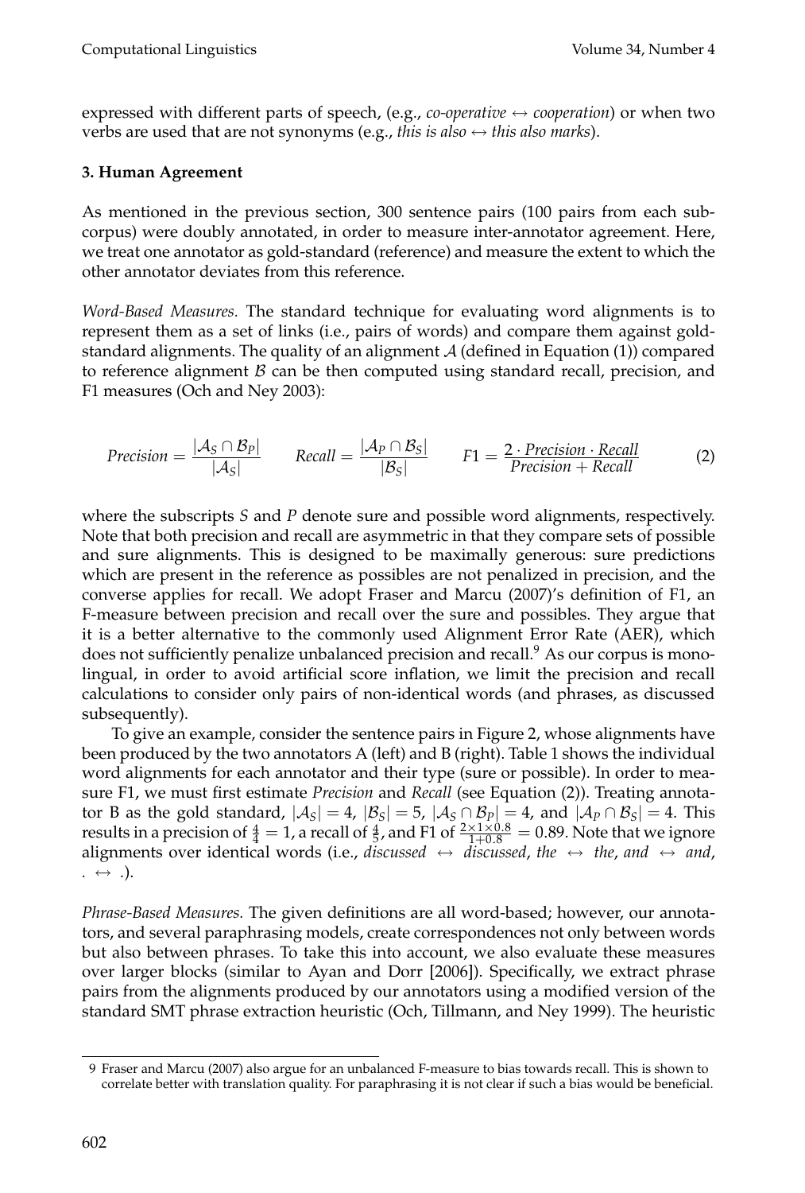expressed with different parts of speech, (e.g., *co-operative* ↔ *cooperation*) or when two verbs are used that are not synonyms (e.g., *this is also* ↔ *this also marks*).

### 3. Human Agreement

As mentioned in the previous section, 300 sentence pairs (100 pairs from each subcorpus) were doubly annotated, in order to measure inter-annotator agreement. Here, we treat one annotator as gold-standard (reference) and measure the extent to which the other annotator deviates from this reference.

*Word-Based Measures.* The standard technique for evaluating word alignments is to represent them as a set of links (i.e., pairs of words) and compare them against gold-standard alignments. The quality of an alignment $\mathcal{A}$ (defined in Equation (1)) compared to reference alignment $\mathcal{B}$ can be then computed using standard recall, precision, and F1 measures (Och and Ney 2003):

$$Precision = \frac{|\mathcal{A}_S \cap \mathcal{B}_P|}{|\mathcal{A}_S|} \qquad Recall = \frac{|\mathcal{A}_P \cap \mathcal{B}_S|}{|\mathcal{B}_S|} \qquad F1 = \frac{2 \cdot Precision \cdot Recall}{Precision + Recall} \tag{2}$$

where the subscripts $S$ and $P$ denote sure and possible word alignments, respectively. Note that both precision and recall are asymmetric in that they compare sets of possible and sure alignments. This is designed to be maximally generous: sure predictions which are present in the reference as possibles are not penalized in precision, and the converse applies for recall. We adopt Fraser and Marcu (2007)'s definition of F1, an F-measure between precision and recall over the sure and possibles. They argue that it is a better alternative to the commonly used Alignment Error Rate (AER), which does not sufficiently penalize unbalanced precision and recall.[9] As our corpus is monolingual, in order to avoid artificial score inflation, we limit the precision and recall calculations to consider only pairs of non-identical words (and phrases, as discussed subsequently).

To give an example, consider the sentence pairs in Figure 2, whose alignments have been produced by the two annotators A (left) and B (right). Table 1 shows the individual word alignments for each annotator and their type (sure or possible). In order to measure F1, we must first estimate *Precision* and *Recall* (see Equation (2)). Treating annotator B as the gold standard, $|\mathcal{A}_S| = 4$, $|\mathcal{B}_S| = 5$, $|\mathcal{A}_S \cap \mathcal{B}_P| = 4$, and $|\mathcal{A}_P \cap \mathcal{B}_S| = 4$. This results in a precision of $\frac{4}{4} = 1$, a recall of $\frac{4}{5}$, and F1 of $\frac{2 \times 1 \times 0.8}{1 + 0.8} = 0.89$. Note that we ignore alignments over identical words (i.e., *discussed* ↔ *discussed*, *the* ↔ *the*, *and* ↔ *and*, *.* ↔ *.*).

*Phrase-Based Measures.* The given definitions are all word-based; however, our annotators, and several paraphrasing models, create correspondences not only between words but also between phrases. To take this into account, we also evaluate these measures over larger blocks (similar to Ayan and Dorr [2006]). Specifically, we extract phrase pairs from the alignments produced by our annotators using a modified version of the standard SMT phrase extraction heuristic (Och, Tillmann, and Ney 1999). The heuristic

---

9 Fraser and Marcu (2007) also argue for an unbalanced F-measure to bias towards recall. This is shown to correlate better with translation quality. For paraphrasing it is not clear if such a bias would be beneficial.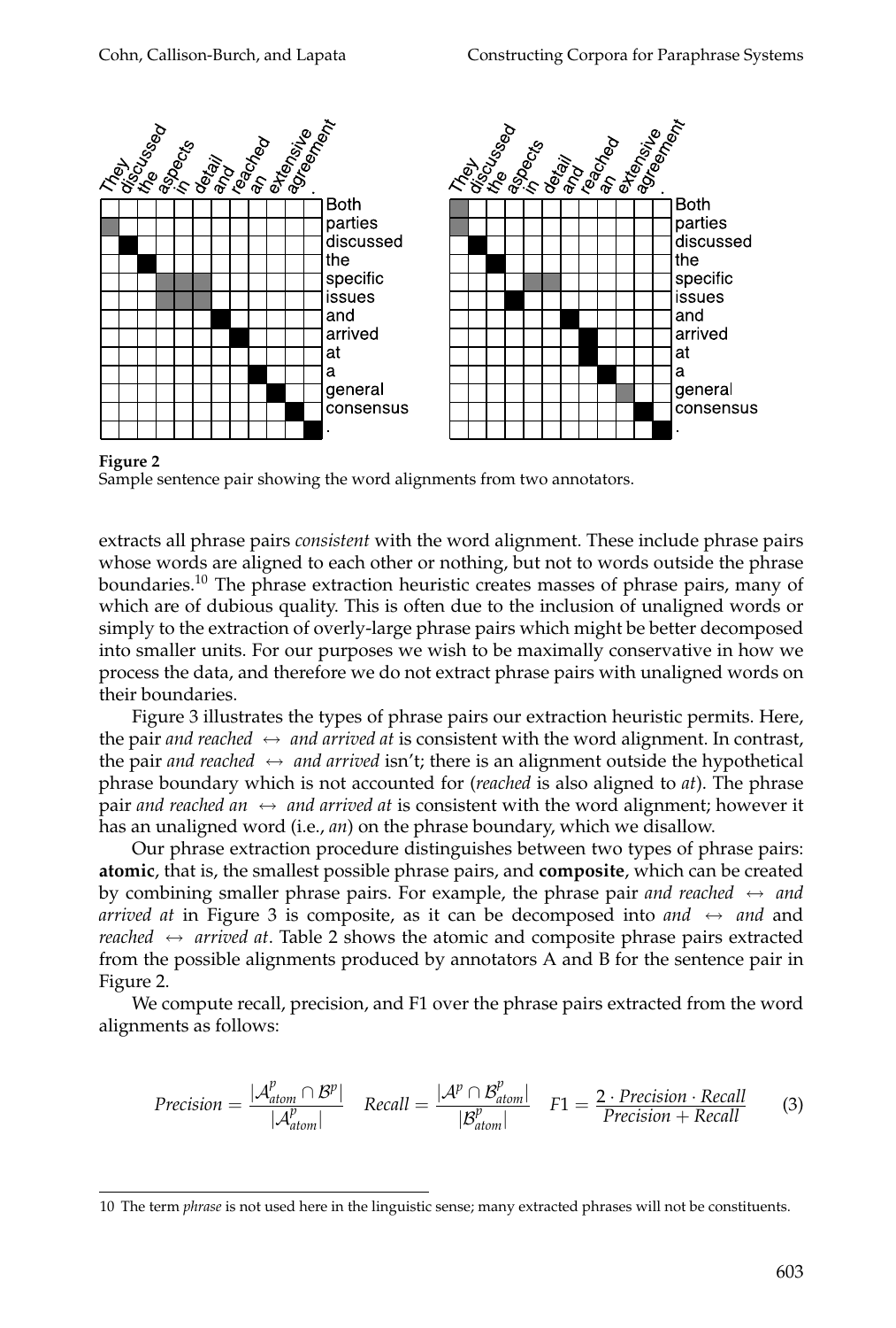**Figure 2**
Sample sentence pair showing the word alignments from two annotators.

extracts all phrase pairs *consistent* with the word alignment. These include phrase pairs whose words are aligned to each other or nothing, but not to words outside the phrase boundaries.[10] The phrase extraction heuristic creates masses of phrase pairs, many of which are of dubious quality. This is often due to the inclusion of unaligned words or simply to the extraction of overly-large phrase pairs which might be better decomposed into smaller units. For our purposes we wish to be maximally conservative in how we process the data, and therefore we do not extract phrase pairs with unaligned words on their boundaries.

Figure 3 illustrates the types of phrase pairs our extraction heuristic permits. Here, the pair *and reached* $\leftrightarrow$ *and arrived at* is consistent with the word alignment. In contrast, the pair *and reached* $\leftrightarrow$ *and arrived* isn't; there is an alignment outside the hypothetical phrase boundary which is not accounted for (*reached* is also aligned to *at*). The phrase pair *and reached an* $\leftrightarrow$ *and arrived at* is consistent with the word alignment; however it has an unaligned word (i.e., *an*) on the phrase boundary, which we disallow.

Our phrase extraction procedure distinguishes between two types of phrase pairs: **atomic**, that is, the smallest possible phrase pairs, and **composite**, which can be created by combining smaller phrase pairs. For example, the phrase pair *and reached* $\leftrightarrow$ *and arrived at* in Figure 3 is composite, as it can be decomposed into *and* $\leftrightarrow$ *and* and *reached* $\leftrightarrow$ *arrived at*. Table 2 shows the atomic and composite phrase pairs extracted from the possible alignments produced by annotators A and B for the sentence pair in Figure 2.

We compute recall, precision, and F1 over the phrase pairs extracted from the word alignments as follows:

$$Precision = \frac{|\mathcal{A}^p_{atom} \cap \mathcal{B}^p|}{|\mathcal{A}^p_{atom}|} \quad Recall = \frac{|\mathcal{A}^p \cap \mathcal{B}^p_{atom}|}{|\mathcal{B}^p_{atom}|} \quad F1 = \frac{2 \cdot Precision \cdot Recall}{Precision + Recall} \tag{3}$$

[10] The term *phrase* is not used here in the linguistic sense; many extracted phrases will not be constituents.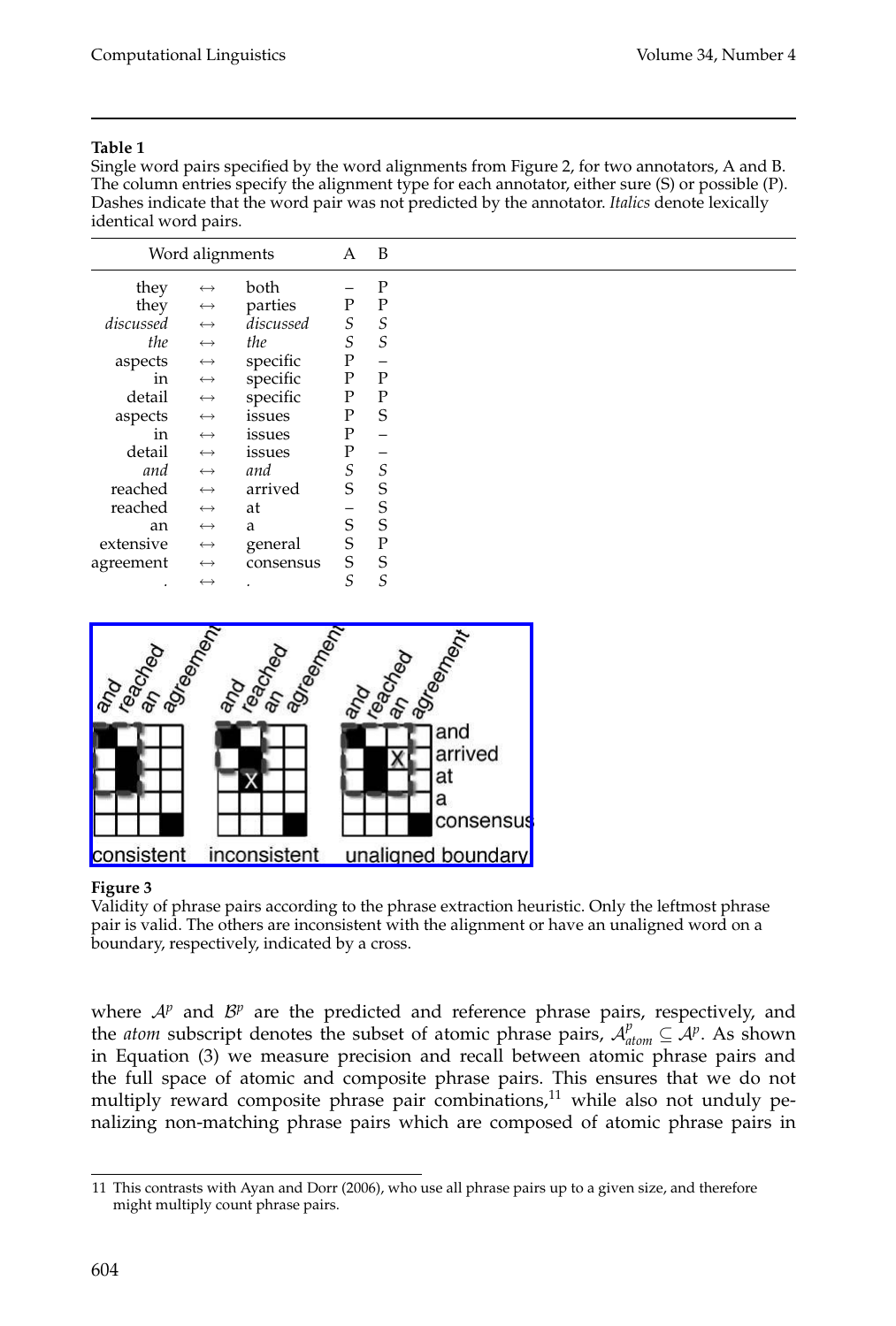**Table 1**
Single word pairs specified by the word alignments from Figure 2, for two annotators, A and B. The column entries specify the alignment type for each annotator, either sure (S) or possible (P). Dashes indicate that the word pair was not predicted by the annotator. *Italics* denote lexically identical word pairs.

| Word alignments | | | A | B |
|---|---|---|---|---|
| they | ↔ | both | – | P |
| they | ↔ | parties | P | P |
| *discussed* | ↔ | *discussed* | *S* | *S* |
| *the* | ↔ | *the* | *S* | *S* |
| aspects | ↔ | specific | P | – |
| in | ↔ | specific | P | P |
| detail | ↔ | specific | P | P |
| aspects | ↔ | issues | P | S |
| in | ↔ | issues | P | – |
| detail | ↔ | issues | P | – |
| *and* | ↔ | *and* | *S* | *S* |
| reached | ↔ | arrived | S | S |
| reached | ↔ | at | – | S |
| an | ↔ | a | S | S |
| extensive | ↔ | general | S | P |
| agreement | ↔ | consensus | S | S |
| *.* | ↔ | *.* | *S* | *S* |

**Figure 3**
Validity of phrase pairs according to the phrase extraction heuristic. Only the leftmost phrase pair is valid. The others are inconsistent with the alignment or have an unaligned word on a boundary, respectively, indicated by a cross.

where $\mathcal{A}^p$ and $\mathcal{B}^p$ are the predicted and reference phrase pairs, respectively, and the *atom* subscript denotes the subset of atomic phrase pairs, $\mathcal{A}^p_{atom} \subseteq \mathcal{A}^p$. As shown in Equation (3) we measure precision and recall between atomic phrase pairs and the full space of atomic and composite phrase pairs. This ensures that we do not multiply reward composite phrase pair combinations,[11] while also not unduly penalizing non-matching phrase pairs which are composed of atomic phrase pairs in

11 This contrasts with Ayan and Dorr (2006), who use all phrase pairs up to a given size, and therefore might multiply count phrase pairs.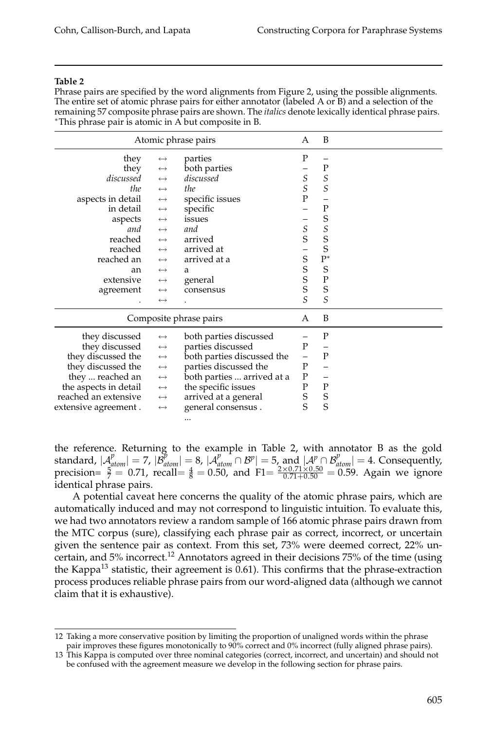**Table 2**

Phrase pairs are specified by the word alignments from Figure 2, using the possible alignments. The entire set of atomic phrase pairs for either annotator (labeled A or B) and a selection of the remaining 57 composite phrase pairs are shown. The *italics* denote lexically identical phrase pairs. *This phrase pair is atomic in A but composite in B.

| Atomic phrase pairs | | | A | B |
|---:|:---:|:---|:---:|:---:|
| they | ↔ | parties | P | – |
| they | ↔ | both parties | – | P |
| *discussed* | ↔ | *discussed* | *S* | *S* |
| *the* | ↔ | *the* | *S* | *S* |
| aspects in detail | ↔ | specific issues | P | – |
| in detail | ↔ | specific | – | P |
| aspects | ↔ | issues | – | S |
| *and* | ↔ | *and* | *S* | *S* |
| reached | ↔ | arrived | S | S |
| reached | ↔ | arrived at | – | S |
| reached an | ↔ | arrived at a | S | P* |
| an | ↔ | a | S | S |
| extensive | ↔ | general | S | P |
| agreement | ↔ | consensus | S | S |
| *.* | ↔ | *.* | *S* | *S* |
| **Composite phrase pairs** | | | **A** | **B** |
| they discussed | ↔ | both parties discussed | – | P |
| they discussed | ↔ | parties discussed | P | – |
| they discussed the | ↔ | both parties discussed the | – | P |
| they discussed the | ↔ | parties discussed the | P | – |
| they ... reached an | ↔ | both parties ... arrived at a | P | – |
| the aspects in detail | ↔ | the specific issues | P | P |
| reached an extensive | ↔ | arrived at a general | S | S |
| extensive agreement . | ↔ | general consensus . | S | S |
| | | ... | | |

the reference. Returning to the example in Table 2, with annotator B as the gold standard, $|\mathcal{A}^p_{atom}| = 7$, $|\mathcal{B}^p_{atom}| = 8$, $|\mathcal{A}^p_{atom} \cap \mathcal{B}^p| = 5$, and $|\mathcal{A}^p \cap \mathcal{B}^p_{atom}| = 4$. Consequently, precision$= \frac{5}{7} = 0.71$, recall$= \frac{4}{8} = 0.50$, and F1$= \frac{2\times0.71\times0.50}{0.71+0.50} = 0.59$. Again we ignore identical phrase pairs.

A potential caveat here concerns the quality of the atomic phrase pairs, which are automatically induced and may not correspond to linguistic intuition. To evaluate this, we had two annotators review a random sample of 166 atomic phrase pairs drawn from the MTC corpus (sure), classifying each phrase pair as correct, incorrect, or uncertain given the sentence pair as context. From this set, 73% were deemed correct, 22% uncertain, and 5% incorrect.[12] Annotators agreed in their decisions 75% of the time (using the Kappa[13] statistic, their agreement is 0.61). This confirms that the phrase-extraction process produces reliable phrase pairs from our word-aligned data (although we cannot claim that it is exhaustive).

12 Taking a more conservative position by limiting the proportion of unaligned words within the phrase pair improves these figures monotonically to 90% correct and 0% incorrect (fully aligned phrase pairs).

13 This Kappa is computed over three nominal categories (correct, incorrect, and uncertain) and should not be confused with the agreement measure we develop in the following section for phrase pairs.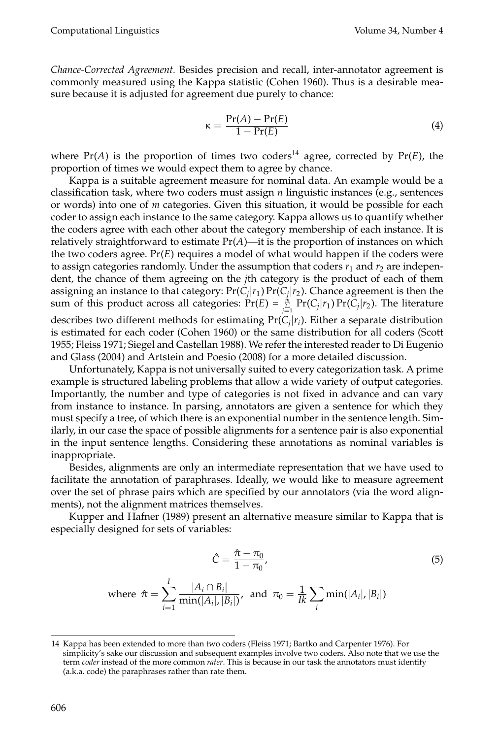*Chance-Corrected Agreement.* Besides precision and recall, inter-annotator agreement is commonly measured using the Kappa statistic (Cohen 1960). Thus is a desirable measure because it is adjusted for agreement due purely to chance:

$$\kappa = \frac{\Pr(A) - \Pr(E)}{1 - \Pr(E)} \tag{4}$$

where $\Pr(A)$ is the proportion of times two coders[14] agree, corrected by $\Pr(E)$, the proportion of times we would expect them to agree by chance.

Kappa is a suitable agreement measure for nominal data. An example would be a classification task, where two coders must assign *n* linguistic instances (e.g., sentences or words) into one of *m* categories. Given this situation, it would be possible for each coder to assign each instance to the same category. Kappa allows us to quantify whether the coders agree with each other about the category membership of each instance. It is relatively straightforward to estimate $\Pr(A)$—it is the proportion of instances on which the two coders agree. $\Pr(E)$ requires a model of what would happen if the coders were to assign categories randomly. Under the assumption that coders $r_1$ and $r_2$ are independent, the chance of them agreeing on the *j*th category is the product of each of them assigning an instance to that category: $\Pr(C_j|r_1)\Pr(C_j|r_2)$. Chance agreement is then the sum of this product across all categories: $\Pr(E) = \sum_{j=1}^{m} \Pr(C_j|r_1)\Pr(C_j|r_2)$. The literature describes two different methods for estimating $\Pr(C_j|r_i)$. Either a separate distribution is estimated for each coder (Cohen 1960) or the same distribution for all coders (Scott 1955; Fleiss 1971; Siegel and Castellan 1988). We refer the interested reader to Di Eugenio and Glass (2004) and Artstein and Poesio (2008) for a more detailed discussion.

Unfortunately, Kappa is not universally suited to every categorization task. A prime example is structured labeling problems that allow a wide variety of output categories. Importantly, the number and type of categories is not fixed in advance and can vary from instance to instance. In parsing, annotators are given a sentence for which they must specify a tree, of which there is an exponential number in the sentence length. Similarly, in our case the space of possible alignments for a sentence pair is also exponential in the input sentence lengths. Considering these annotations as nominal variables is inappropriate.

Besides, alignments are only an intermediate representation that we have used to facilitate the annotation of paraphrases. Ideally, we would like to measure agreement over the set of phrase pairs which are specified by our annotators (via the word alignments), not the alignment matrices themselves.

Kupper and Hafner (1989) present an alternative measure similar to Kappa that is especially designed for sets of variables:

$$\hat{C} = \frac{\hat{\pi} - \pi_0}{1 - \pi_0}, \tag{5}$$

$$\text{where } \hat{\pi} = \sum_{i=1}^{I} \frac{|A_i \cap B_i|}{\min(|A_i|, |B_i|)}, \text{ and } \pi_0 = \frac{1}{Ik} \sum_i \min(|A_i|, |B_i|)$$

14 Kappa has been extended to more than two coders (Fleiss 1971; Bartko and Carpenter 1976). For simplicity's sake our discussion and subsequent examples involve two coders. Also note that we use the term *coder* instead of the more common *rater*. This is because in our task the annotators must identify (a.k.a. code) the paraphrases rather than rate them.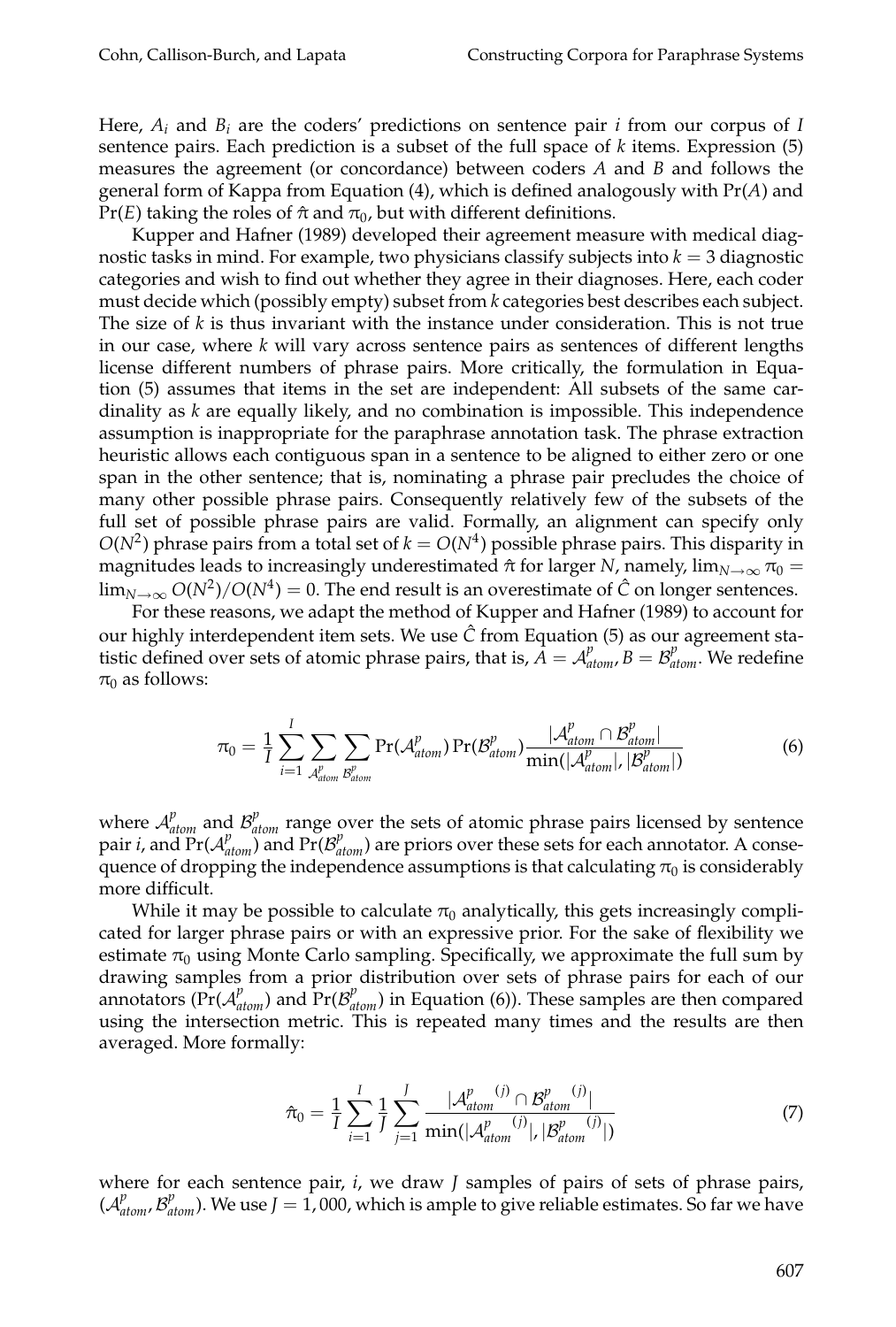Here, $A_i$ and $B_i$ are the coders' predictions on sentence pair $i$ from our corpus of $I$ sentence pairs. Each prediction is a subset of the full space of $k$ items. Expression (5) measures the agreement (or concordance) between coders $A$ and $B$ and follows the general form of Kappa from Equation (4), which is defined analogously with $\Pr(A)$ and $\Pr(E)$ taking the roles of $\hat{\pi}$ and $\pi_0$, but with different definitions.

Kupper and Hafner (1989) developed their agreement measure with medical diagnostic tasks in mind. For example, two physicians classify subjects into $k = 3$ diagnostic categories and wish to find out whether they agree in their diagnoses. Here, each coder must decide which (possibly empty) subset from $k$ categories best describes each subject. The size of $k$ is thus invariant with the instance under consideration. This is not true in our case, where $k$ will vary across sentence pairs as sentences of different lengths license different numbers of phrase pairs. More critically, the formulation in Equation (5) assumes that items in the set are independent: All subsets of the same cardinality as $k$ are equally likely, and no combination is impossible. This independence assumption is inappropriate for the paraphrase annotation task. The phrase extraction heuristic allows each contiguous span in a sentence to be aligned to either zero or one span in the other sentence; that is, nominating a phrase pair precludes the choice of many other possible phrase pairs. Consequently relatively few of the subsets of the full set of possible phrase pairs are valid. Formally, an alignment can specify only $O(N^2)$ phrase pairs from a total set of $k = O(N^4)$ possible phrase pairs. This disparity in magnitudes leads to increasingly underestimated $\hat{\pi}$ for larger $N$, namely, $\lim_{N\to\infty} \pi_0 = \lim_{N\to\infty} O(N^2)/O(N^4) = 0$. The end result is an overestimate of $\hat{C}$ on longer sentences.

For these reasons, we adapt the method of Kupper and Hafner (1989) to account for our highly interdependent item sets. We use $\hat{C}$ from Equation (5) as our agreement statistic defined over sets of atomic phrase pairs, that is, $A = \mathcal{A}^p_{atom}, B = \mathcal{B}^p_{atom}$. We redefine $\pi_0$ as follows:

$$\pi_0 = \frac{1}{I} \sum_{i=1}^{I} \sum_{\mathcal{A}^p_{atom}} \sum_{\mathcal{B}^p_{atom}} \Pr(\mathcal{A}^p_{atom}) \Pr(\mathcal{B}^p_{atom}) \frac{|\mathcal{A}^p_{atom} \cap \mathcal{B}^p_{atom}|}{\min(|\mathcal{A}^p_{atom}|, |\mathcal{B}^p_{atom}|)} \tag{6}$$

where $\mathcal{A}^p_{atom}$ and $\mathcal{B}^p_{atom}$ range over the sets of atomic phrase pairs licensed by sentence pair $i$, and $\Pr(\mathcal{A}^p_{atom})$ and $\Pr(\mathcal{B}^p_{atom})$ are priors over these sets for each annotator. A consequence of dropping the independence assumptions is that calculating $\pi_0$ is considerably more difficult.

While it may be possible to calculate $\pi_0$ analytically, this gets increasingly complicated for larger phrase pairs or with an expressive prior. For the sake of flexibility we estimate $\pi_0$ using Monte Carlo sampling. Specifically, we approximate the full sum by drawing samples from a prior distribution over sets of phrase pairs for each of our annotators ($\Pr(\mathcal{A}^p_{atom})$ and $\Pr(\mathcal{B}^p_{atom})$ in Equation (6)). These samples are then compared using the intersection metric. This is repeated many times and the results are then averaged. More formally:

$$\hat{\pi}_0 = \frac{1}{I} \sum_{i=1}^{I} \frac{1}{J} \sum_{j=1}^{J} \frac{|\mathcal{A}^{p\;(j)}_{atom} \cap \mathcal{B}^{p\;(j)}_{atom}|}{\min(|\mathcal{A}^{p\;(j)}_{atom}|, |\mathcal{B}^{p\;(j)}_{atom}|)} \tag{7}$$

where for each sentence pair, $i$, we draw $J$ samples of pairs of sets of phrase pairs, $(\mathcal{A}^p_{atom}, \mathcal{B}^p_{atom})$. We use $J = 1,000$, which is ample to give reliable estimates. So far we have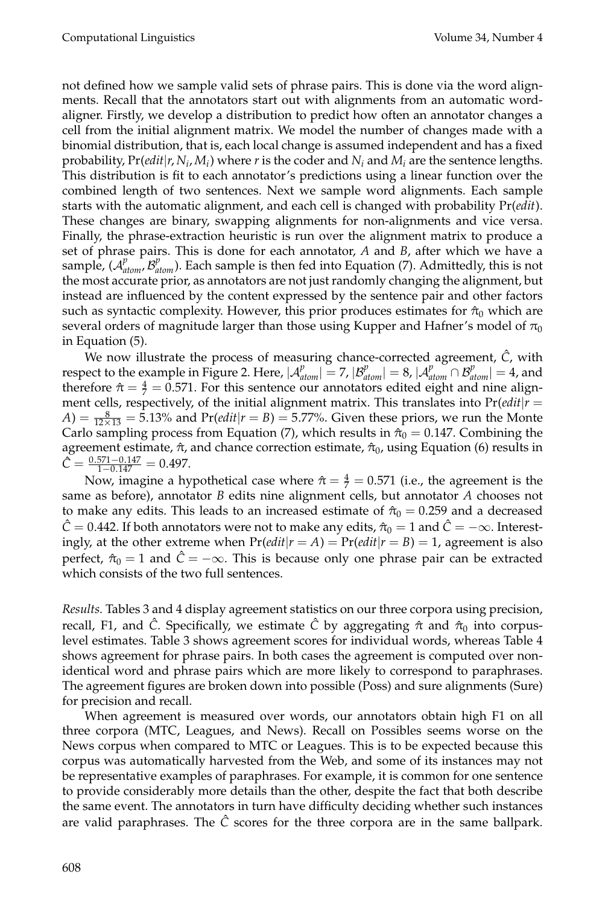not defined how we sample valid sets of phrase pairs. This is done via the word alignments. Recall that the annotators start out with alignments from an automatic word-aligner. Firstly, we develop a distribution to predict how often an annotator changes a cell from the initial alignment matrix. We model the number of changes made with a binomial distribution, that is, each local change is assumed independent and has a fixed probability, $\Pr(edit|r, N_i, M_i)$ where $r$ is the coder and $N_i$ and $M_i$ are the sentence lengths. This distribution is fit to each annotator's predictions using a linear function over the combined length of two sentences. Next we sample word alignments. Each sample starts with the automatic alignment, and each cell is changed with probability $\Pr(edit)$. These changes are binary, swapping alignments for non-alignments and vice versa. Finally, the phrase-extraction heuristic is run over the alignment matrix to produce a set of phrase pairs. This is done for each annotator, $A$ and $B$, after which we have a sample, $(\mathcal{A}^p_{atom}, \mathcal{B}^p_{atom})$. Each sample is then fed into Equation (7). Admittedly, this is not the most accurate prior, as annotators are not just randomly changing the alignment, but instead are influenced by the content expressed by the sentence pair and other factors such as syntactic complexity. However, this prior produces estimates for $\hat{\pi}_0$ which are several orders of magnitude larger than those using Kupper and Hafner's model of $\pi_0$ in Equation (5).

We now illustrate the process of measuring chance-corrected agreement, $\hat{C}$, with respect to the example in Figure 2. Here, $|\mathcal{A}^p_{atom}| = 7$, $|\mathcal{B}^p_{atom}| = 8$, $|\mathcal{A}^p_{atom} \cap \mathcal{B}^p_{atom}| = 4$, and therefore $\hat{\pi} = \frac{4}{7} = 0.571$. For this sentence our annotators edited eight and nine alignment cells, respectively, of the initial alignment matrix. This translates into $\Pr(edit|r = A) = \frac{8}{12 \times 13} = 5.13\%$ and $\Pr(edit|r = B) = 5.77\%$. Given these priors, we run the Monte Carlo sampling process from Equation (7), which results in $\hat{\pi}_0 = 0.147$. Combining the agreement estimate, $\hat{\pi}$, and chance correction estimate, $\hat{\pi}_0$, using Equation (6) results in $\hat{C} = \frac{0.571 - 0.147}{1 - 0.147} = 0.497$.

Now, imagine a hypothetical case where $\hat{\pi} = \frac{4}{7} = 0.571$ (i.e., the agreement is the same as before), annotator $B$ edits nine alignment cells, but annotator $A$ chooses not to make any edits. This leads to an increased estimate of $\hat{\pi}_0 = 0.259$ and a decreased $\hat{C} = 0.442$. If both annotators were not to make any edits, $\hat{\pi}_0 = 1$ and $\hat{C} = -\infty$. Interestingly, at the other extreme when $\Pr(edit|r = A) = \Pr(edit|r = B) = 1$, agreement is also perfect, $\hat{\pi}_0 = 1$ and $\hat{C} = -\infty$. This is because only one phrase pair can be extracted which consists of the two full sentences.

*Results.* Tables 3 and 4 display agreement statistics on our three corpora using precision, recall, F1, and $\hat{C}$. Specifically, we estimate $\hat{C}$ by aggregating $\hat{\pi}$ and $\hat{\pi}_0$ into corpus-level estimates. Table 3 shows agreement scores for individual words, whereas Table 4 shows agreement for phrase pairs. In both cases the agreement is computed over non-identical word and phrase pairs which are more likely to correspond to paraphrases. The agreement figures are broken down into possible (Poss) and sure alignments (Sure) for precision and recall.

When agreement is measured over words, our annotators obtain high F1 on all three corpora (MTC, Leagues, and News). Recall on Possibles seems worse on the News corpus when compared to MTC or Leagues. This is to be expected because this corpus was automatically harvested from the Web, and some of its instances may not be representative examples of paraphrases. For example, it is common for one sentence to provide considerably more details than the other, despite the fact that both describe the same event. The annotators in turn have difficulty deciding whether such instances are valid paraphrases. The $\hat{C}$ scores for the three corpora are in the same ballpark.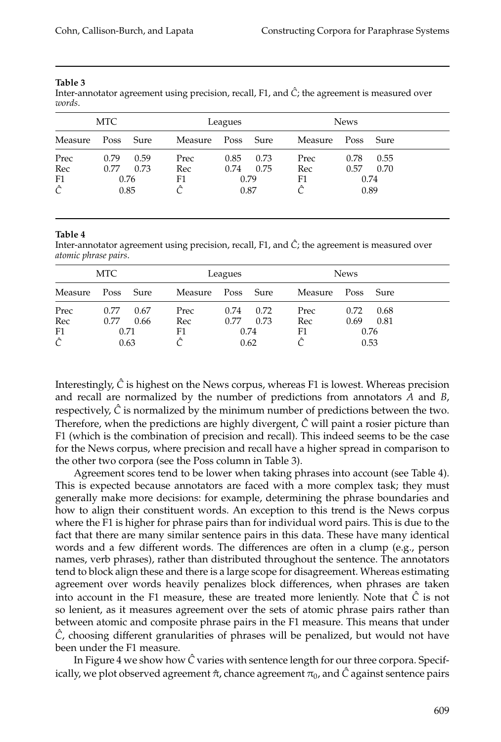**Table 3**
Inter-annotator agreement using precision, recall, F1, and $\hat{C}$; the agreement is measured over *words*.

| MTC | | | Leagues | | | News | | |
|---|---|---|---|---|---|---|---|---|
| Measure | Poss | Sure | Measure | Poss | Sure | Measure | Poss | Sure |
| Prec | 0.79 | 0.59 | Prec | 0.85 | 0.73 | Prec | 0.78 | 0.55 |
| Rec | 0.77 | 0.73 | Rec | 0.74 | 0.75 | Rec | 0.57 | 0.70 |
| F1 | 0.76 | | F1 | 0.79 | | F1 | 0.74 | |
| $\hat{C}$ | 0.85 | | $\hat{C}$ | 0.87 | | $\hat{C}$ | 0.89 | |

**Table 4**
Inter-annotator agreement using precision, recall, F1, and $\hat{C}$; the agreement is measured over *atomic phrase pairs*.

| MTC | | | Leagues | | | News | | |
|---|---|---|---|---|---|---|---|---|
| Measure | Poss | Sure | Measure | Poss | Sure | Measure | Poss | Sure |
| Prec | 0.77 | 0.67 | Prec | 0.74 | 0.72 | Prec | 0.72 | 0.68 |
| Rec | 0.77 | 0.66 | Rec | 0.77 | 0.73 | Rec | 0.69 | 0.81 |
| F1 | 0.71 | | F1 | 0.74 | | F1 | 0.76 | |
| $\hat{C}$ | 0.63 | | $\hat{C}$ | 0.62 | | $\hat{C}$ | 0.53 | |

Interestingly, $\hat{C}$ is highest on the News corpus, whereas F1 is lowest. Whereas precision and recall are normalized by the number of predictions from annotators $A$ and $B$, respectively, $\hat{C}$ is normalized by the minimum number of predictions between the two. Therefore, when the predictions are highly divergent, $\hat{C}$ will paint a rosier picture than F1 (which is the combination of precision and recall). This indeed seems to be the case for the News corpus, where precision and recall have a higher spread in comparison to the other two corpora (see the Poss column in Table 3).

Agreement scores tend to be lower when taking phrases into account (see Table 4). This is expected because annotators are faced with a more complex task; they must generally make more decisions: for example, determining the phrase boundaries and how to align their constituent words. An exception to this trend is the News corpus where the F1 is higher for phrase pairs than for individual word pairs. This is due to the fact that there are many similar sentence pairs in this data. These have many identical words and a few different words. The differences are often in a clump (e.g., person names, verb phrases), rather than distributed throughout the sentence. The annotators tend to block align these and there is a large scope for disagreement. Whereas estimating agreement over words heavily penalizes block differences, when phrases are taken into account in the F1 measure, these are treated more leniently. Note that $\hat{C}$ is not so lenient, as it measures agreement over the sets of atomic phrase pairs rather than between atomic and composite phrase pairs in the F1 measure. This means that under $\hat{C}$, choosing different granularities of phrases will be penalized, but would not have been under the F1 measure.

In Figure 4 we show how $\hat{C}$ varies with sentence length for our three corpora. Specifically, we plot observed agreement $\hat{\pi}$, chance agreement $\pi_0$, and $\hat{C}$ against sentence pairs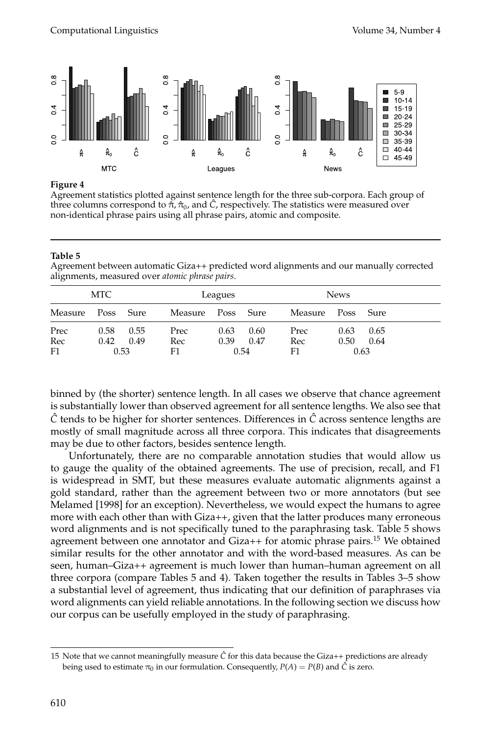**Figure 4**
Agreement statistics plotted against sentence length for the three sub-corpora. Each group of three columns correspond to $\hat{\pi}$, $\hat{\pi}_0$, and $\hat{C}$, respectively. The statistics were measured over non-identical phrase pairs using all phrase pairs, atomic and composite.

**Table 5**
Agreement between automatic Giza++ predicted word alignments and our manually corrected alignments, measured over *atomic phrase pairs*.

| MTC | | | Leagues | | | News | | |
|---|---|---|---|---|---|---|---|---|
| Measure | Poss | Sure | Measure | Poss | Sure | Measure | Poss | Sure |
| Prec | 0.58 | 0.55 | Prec | 0.63 | 0.60 | Prec | 0.63 | 0.65 |
| Rec | 0.42 | 0.49 | Rec | 0.39 | 0.47 | Rec | 0.50 | 0.64 |
| F1 | 0.53 | | F1 | 0.54 | | F1 | 0.63 | |

binned by (the shorter) sentence length. In all cases we observe that chance agreement is substantially lower than observed agreement for all sentence lengths. We also see that $\hat{C}$ tends to be higher for shorter sentences. Differences in $\hat{C}$ across sentence lengths are mostly of small magnitude across all three corpora. This indicates that disagreements may be due to other factors, besides sentence length.

Unfortunately, there are no comparable annotation studies that would allow us to gauge the quality of the obtained agreements. The use of precision, recall, and F1 is widespread in SMT, but these measures evaluate automatic alignments against a gold standard, rather than the agreement between two or more annotators (but see Melamed [1998] for an exception). Nevertheless, we would expect the humans to agree more with each other than with Giza++, given that the latter produces many erroneous word alignments and is not specifically tuned to the paraphrasing task. Table 5 shows agreement between one annotator and Giza++ for atomic phrase pairs.[15] We obtained similar results for the other annotator and with the word-based measures. As can be seen, human–Giza++ agreement is much lower than human–human agreement on all three corpora (compare Tables 5 and 4). Taken together the results in Tables 3–5 show a substantial level of agreement, thus indicating that our definition of paraphrases via word alignments can yield reliable annotations. In the following section we discuss how our corpus can be usefully employed in the study of paraphrasing.

15 Note that we cannot meaningfully measure $\hat{C}$ for this data because the Giza++ predictions are already being used to estimate $\pi_0$ in our formulation. Consequently, $P(A) = P(B)$ and $\hat{C}$ is zero.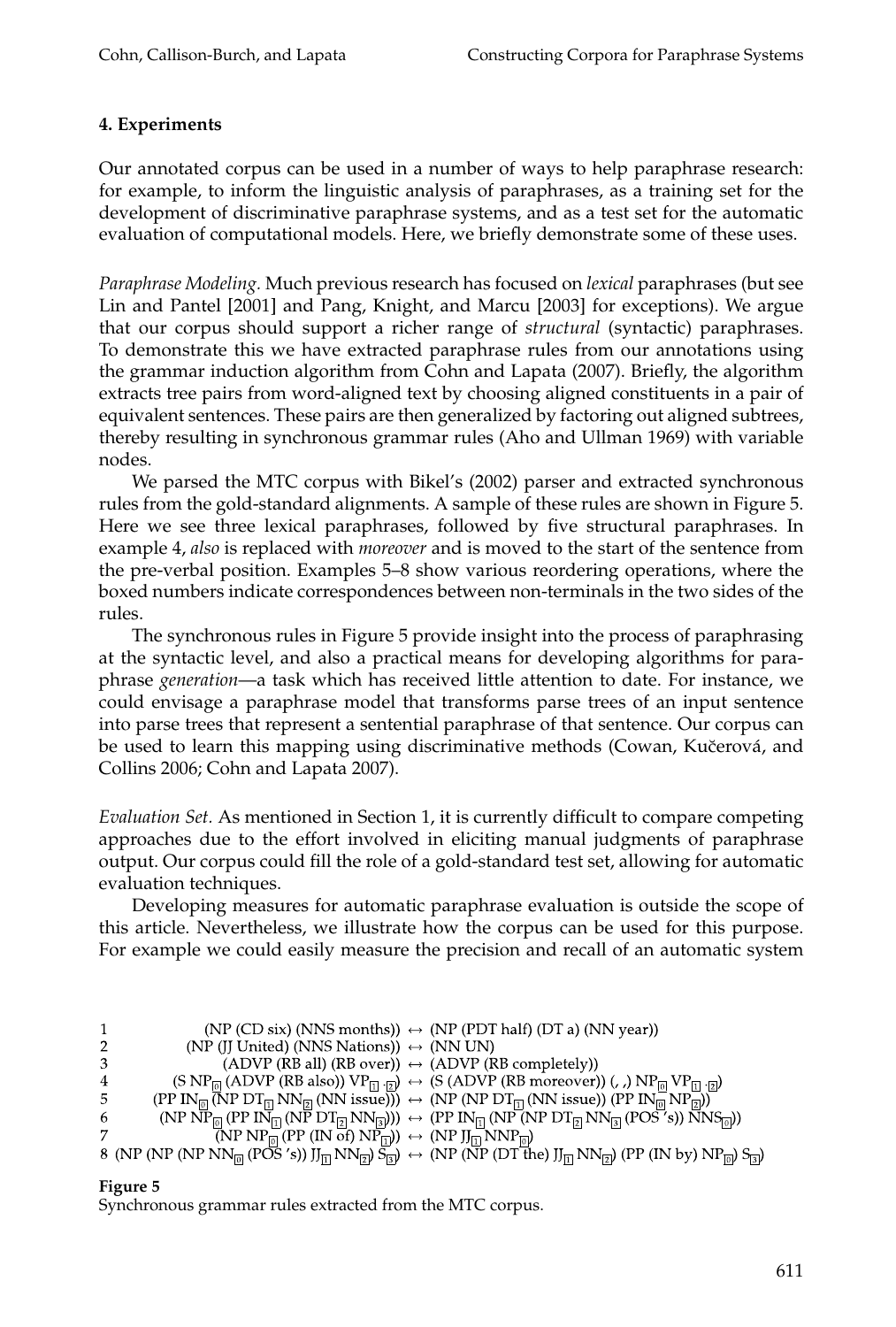## 4. Experiments

Our annotated corpus can be used in a number of ways to help paraphrase research: for example, to inform the linguistic analysis of paraphrases, as a training set for the development of discriminative paraphrase systems, and as a test set for the automatic evaluation of computational models. Here, we briefly demonstrate some of these uses.

*Paraphrase Modeling.* Much previous research has focused on *lexical* paraphrases (but see Lin and Pantel [2001] and Pang, Knight, and Marcu [2003] for exceptions). We argue that our corpus should support a richer range of *structural* (syntactic) paraphrases. To demonstrate this we have extracted paraphrase rules from our annotations using the grammar induction algorithm from Cohn and Lapata (2007). Briefly, the algorithm extracts tree pairs from word-aligned text by choosing aligned constituents in a pair of equivalent sentences. These pairs are then generalized by factoring out aligned subtrees, thereby resulting in synchronous grammar rules (Aho and Ullman 1969) with variable nodes.

We parsed the MTC corpus with Bikel's (2002) parser and extracted synchronous rules from the gold-standard alignments. A sample of these rules are shown in Figure 5. Here we see three lexical paraphrases, followed by five structural paraphrases. In example 4, *also* is replaced with *moreover* and is moved to the start of the sentence from the pre-verbal position. Examples 5–8 show various reordering operations, where the boxed numbers indicate correspondences between non-terminals in the two sides of the rules.

The synchronous rules in Figure 5 provide insight into the process of paraphrasing at the syntactic level, and also a practical means for developing algorithms for paraphrase *generation*—a task which has received little attention to date. For instance, we could envisage a paraphrase model that transforms parse trees of an input sentence into parse trees that represent a sentential paraphrase of that sentence. Our corpus can be used to learn this mapping using discriminative methods (Cowan, Kučerová, and Collins 2006; Cohn and Lapata 2007).

*Evaluation Set.* As mentioned in Section 1, it is currently difficult to compare competing approaches due to the effort involved in eliciting manual judgments of paraphrase output. Our corpus could fill the role of a gold-standard test set, allowing for automatic evaluation techniques.

Developing measures for automatic paraphrase evaluation is outside the scope of this article. Nevertheless, we illustrate how the corpus can be used for this purpose. For example we could easily measure the precision and recall of an automatic system

```
1  (NP (CD six) (NNS months)) ↔ (NP (PDT half) (DT a) (NN year))
2  (NP (JJ United) (NNS Nations)) ↔ (NN UN)
3  (ADVP (RB all) (RB over)) ↔ (ADVP (RB completely))
4  (S NP[0] (ADVP (RB also)) VP[1] .[2]) ↔ (S (ADVP (RB moreover)) (, ,) NP[0] VP[1] .[2])
5  (PP IN[0] (NP DT[1] NN[2] (NN issue))) ↔ (NP (NP DT[1] (NN issue)) (PP IN[0] NP[2]))
6  (NP NP[0] (PP IN[1] (NP DT[2] NN[3]))) ↔ (PP IN[1] (NP (NP DT[2] NN[3] (POS 's)) NNS[0]))
7  (NP NP[0] (PP (IN of) NP[1])) ↔ (NP JJ[1] NNP[0])
8  (NP (NP (NP NN[0] (POS 's)) JJ[1] NN[2]) S[3]) ↔ (NP (NP (DT the) JJ[1] NN[2]) (PP (IN by) NP[0]) S[3])
```

**Figure 5**
Synchronous grammar rules extracted from the MTC corpus.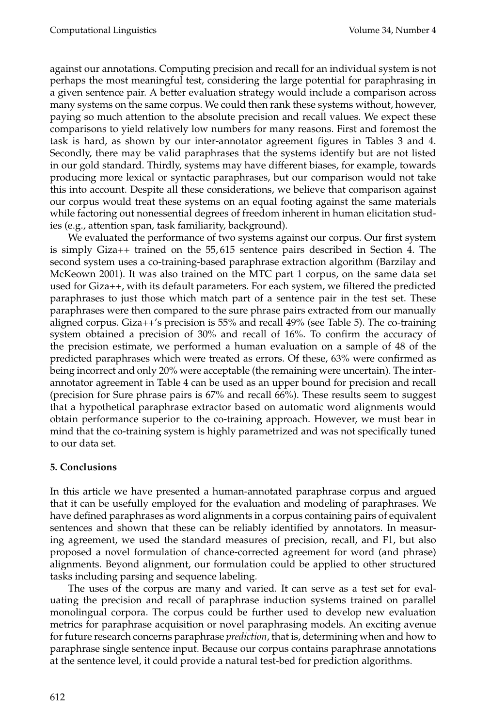against our annotations. Computing precision and recall for an individual system is not perhaps the most meaningful test, considering the large potential for paraphrasing in a given sentence pair. A better evaluation strategy would include a comparison across many systems on the same corpus. We could then rank these systems without, however, paying so much attention to the absolute precision and recall values. We expect these comparisons to yield relatively low numbers for many reasons. First and foremost the task is hard, as shown by our inter-annotator agreement figures in Tables 3 and 4. Secondly, there may be valid paraphrases that the systems identify but are not listed in our gold standard. Thirdly, systems may have different biases, for example, towards producing more lexical or syntactic paraphrases, but our comparison would not take this into account. Despite all these considerations, we believe that comparison against our corpus would treat these systems on an equal footing against the same materials while factoring out nonessential degrees of freedom inherent in human elicitation studies (e.g., attention span, task familiarity, background).

We evaluated the performance of two systems against our corpus. Our first system is simply Giza++ trained on the 55,615 sentence pairs described in Section 4. The second system uses a co-training-based paraphrase extraction algorithm (Barzilay and McKeown 2001). It was also trained on the MTC part 1 corpus, on the same data set used for Giza++, with its default parameters. For each system, we filtered the predicted paraphrases to just those which match part of a sentence pair in the test set. These paraphrases were then compared to the sure phrase pairs extracted from our manually aligned corpus. Giza++'s precision is 55% and recall 49% (see Table 5). The co-training system obtained a precision of 30% and recall of 16%. To confirm the accuracy of the precision estimate, we performed a human evaluation on a sample of 48 of the predicted paraphrases which were treated as errors. Of these, 63% were confirmed as being incorrect and only 20% were acceptable (the remaining were uncertain). The inter-annotator agreement in Table 4 can be used as an upper bound for precision and recall (precision for Sure phrase pairs is 67% and recall 66%). These results seem to suggest that a hypothetical paraphrase extractor based on automatic word alignments would obtain performance superior to the co-training approach. However, we must bear in mind that the co-training system is highly parametrized and was not specifically tuned to our data set.

## 5. Conclusions

In this article we have presented a human-annotated paraphrase corpus and argued that it can be usefully employed for the evaluation and modeling of paraphrases. We have defined paraphrases as word alignments in a corpus containing pairs of equivalent sentences and shown that these can be reliably identified by annotators. In measuring agreement, we used the standard measures of precision, recall, and F1, but also proposed a novel formulation of chance-corrected agreement for word (and phrase) alignments. Beyond alignment, our formulation could be applied to other structured tasks including parsing and sequence labeling.

The uses of the corpus are many and varied. It can serve as a test set for evaluating the precision and recall of paraphrase induction systems trained on parallel monolingual corpora. The corpus could be further used to develop new evaluation metrics for paraphrase acquisition or novel paraphrasing models. An exciting avenue for future research concerns paraphrase *prediction*, that is, determining when and how to paraphrase single sentence input. Because our corpus contains paraphrase annotations at the sentence level, it could provide a natural test-bed for prediction algorithms.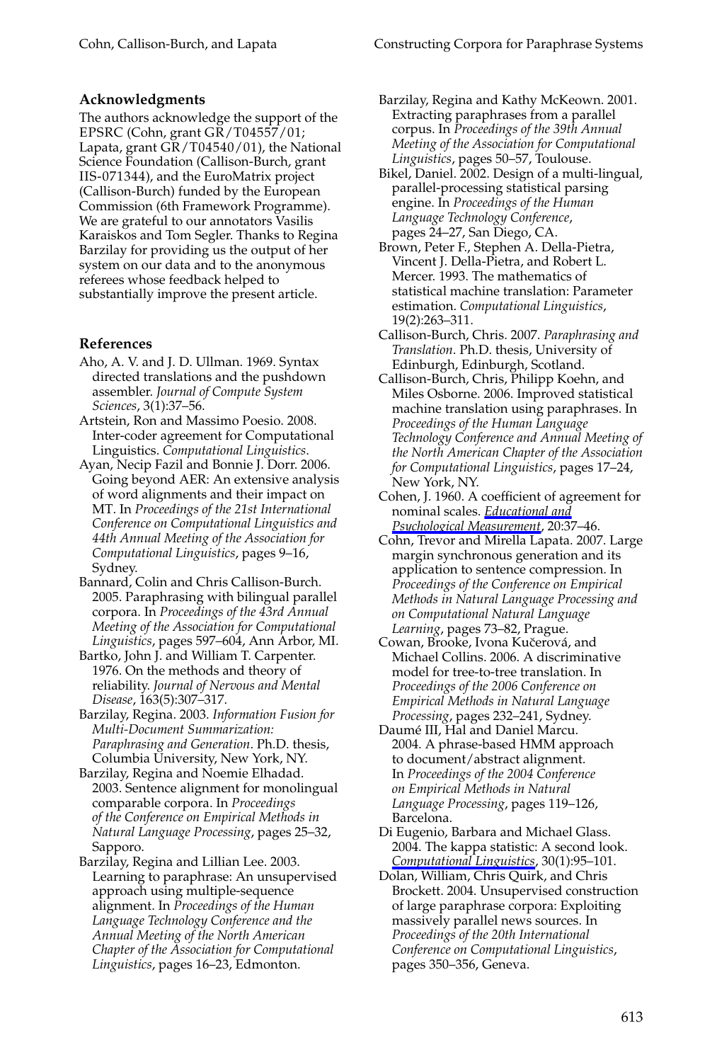## Acknowledgments

The authors acknowledge the support of the EPSRC (Cohn, grant GR/T04557/01; Lapata, grant GR/T04540/01), the National Science Foundation (Callison-Burch, grant IIS-071344), and the EuroMatrix project (Callison-Burch) funded by the European Commission (6th Framework Programme). We are grateful to our annotators Vasilis Karaiskos and Tom Segler. Thanks to Regina Barzilay for providing us the output of her system on our data and to the anonymous referees whose feedback helped to substantially improve the present article.

## References

Aho, A. V. and J. D. Ullman. 1969. Syntax directed translations and the pushdown assembler. *Journal of Compute System Sciences*, 3(1):37–56.

Artstein, Ron and Massimo Poesio. 2008. Inter-coder agreement for Computational Linguistics. *Computational Linguistics*.

Ayan, Necip Fazil and Bonnie J. Dorr. 2006. Going beyond AER: An extensive analysis of word alignments and their impact on MT. In *Proceedings of the 21st International Conference on Computational Linguistics and 44th Annual Meeting of the Association for Computational Linguistics*, pages 9–16, Sydney.

Bannard, Colin and Chris Callison-Burch. 2005. Paraphrasing with bilingual parallel corpora. In *Proceedings of the 43rd Annual Meeting of the Association for Computational Linguistics*, pages 597–604, Ann Arbor, MI.

Bartko, John J. and William T. Carpenter. 1976. On the methods and theory of reliability. *Journal of Nervous and Mental Disease*, 163(5):307–317.

Barzilay, Regina. 2003. *Information Fusion for Multi-Document Summarization: Paraphrasing and Generation*. Ph.D. thesis, Columbia University, New York, NY.

Barzilay, Regina and Noemie Elhadad. 2003. Sentence alignment for monolingual comparable corpora. In *Proceedings of the Conference on Empirical Methods in Natural Language Processing*, pages 25–32, Sapporo.

Barzilay, Regina and Lillian Lee. 2003. Learning to paraphrase: An unsupervised approach using multiple-sequence alignment. In *Proceedings of the Human Language Technology Conference and the Annual Meeting of the North American Chapter of the Association for Computational Linguistics*, pages 16–23, Edmonton.

Barzilay, Regina and Kathy McKeown. 2001. Extracting paraphrases from a parallel corpus. In *Proceedings of the 39th Annual Meeting of the Association for Computational Linguistics*, pages 50–57, Toulouse.

Bikel, Daniel. 2002. Design of a multi-lingual, parallel-processing statistical parsing engine. In *Proceedings of the Human Language Technology Conference*, pages 24–27, San Diego, CA.

Brown, Peter F., Stephen A. Della-Pietra, Vincent J. Della-Pietra, and Robert L. Mercer. 1993. The mathematics of statistical machine translation: Parameter estimation. *Computational Linguistics*, 19(2):263–311.

Callison-Burch, Chris. 2007. *Paraphrasing and Translation*. Ph.D. thesis, University of Edinburgh, Edinburgh, Scotland.

Callison-Burch, Chris, Philipp Koehn, and Miles Osborne. 2006. Improved statistical machine translation using paraphrases. In *Proceedings of the Human Language Technology Conference and Annual Meeting of the North American Chapter of the Association for Computational Linguistics*, pages 17–24, New York, NY.

Cohen, J. 1960. A coefficient of agreement for nominal scales. *Educational and Psychological Measurement*, 20:37–46.

Cohn, Trevor and Mirella Lapata. 2007. Large margin synchronous generation and its application to sentence compression. In *Proceedings of the Conference on Empirical Methods in Natural Language Processing and on Computational Natural Language Learning*, pages 73–82, Prague.

Cowan, Brooke, Ivona Kučerová, and Michael Collins. 2006. A discriminative model for tree-to-tree translation. In *Proceedings of the 2006 Conference on Empirical Methods in Natural Language Processing*, pages 232–241, Sydney.

Daumé III, Hal and Daniel Marcu. 2004. A phrase-based HMM approach to document/abstract alignment. In *Proceedings of the 2004 Conference on Empirical Methods in Natural Language Processing*, pages 119–126, Barcelona.

Di Eugenio, Barbara and Michael Glass. 2004. The kappa statistic: A second look. *Computational Linguistics*, 30(1):95–101.

Dolan, William, Chris Quirk, and Chris Brockett. 2004. Unsupervised construction of large paraphrase corpora: Exploiting massively parallel news sources. In *Proceedings of the 20th International Conference on Computational Linguistics*, pages 350–356, Geneva.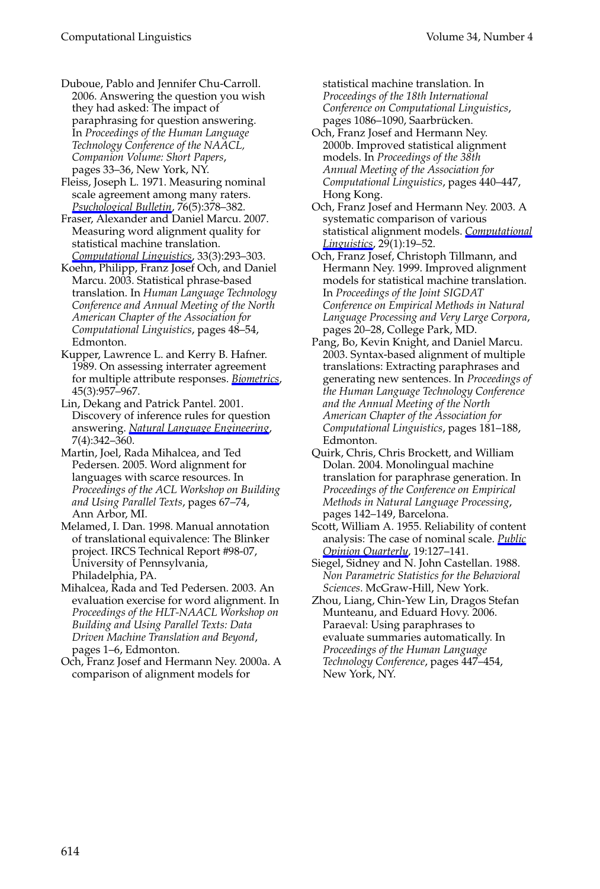Duboue, Pablo and Jennifer Chu-Carroll. 2006. Answering the question you wish they had asked: The impact of paraphrasing for question answering. In *Proceedings of the Human Language Technology Conference of the NAACL, Companion Volume: Short Papers*, pages 33–36, New York, NY.

Fleiss, Joseph L. 1971. Measuring nominal scale agreement among many raters. *Psychological Bulletin*, 76(5):378–382.

Fraser, Alexander and Daniel Marcu. 2007. Measuring word alignment quality for statistical machine translation. *Computational Linguistics*, 33(3):293–303.

Koehn, Philipp, Franz Josef Och, and Daniel Marcu. 2003. Statistical phrase-based translation. In *Human Language Technology Conference and Annual Meeting of the North American Chapter of the Association for Computational Linguistics*, pages 48–54, Edmonton.

Kupper, Lawrence L. and Kerry B. Hafner. 1989. On assessing interrater agreement for multiple attribute responses. *Biometrics*, 45(3):957–967.

Lin, Dekang and Patrick Pantel. 2001. Discovery of inference rules for question answering. *Natural Language Engineering*, 7(4):342–360.

Martin, Joel, Rada Mihalcea, and Ted Pedersen. 2005. Word alignment for languages with scarce resources. In *Proceedings of the ACL Workshop on Building and Using Parallel Texts*, pages 67–74, Ann Arbor, MI.

Melamed, I. Dan. 1998. Manual annotation of translational equivalence: The Blinker project. IRCS Technical Report #98-07, University of Pennsylvania, Philadelphia, PA.

Mihalcea, Rada and Ted Pedersen. 2003. An evaluation exercise for word alignment. In *Proceedings of the HLT-NAACL Workshop on Building and Using Parallel Texts: Data Driven Machine Translation and Beyond*, pages 1–6, Edmonton.

Och, Franz Josef and Hermann Ney. 2000a. A comparison of alignment models for statistical machine translation. In *Proceedings of the 18th International Conference on Computational Linguistics*, pages 1086–1090, Saarbrücken.

Och, Franz Josef and Hermann Ney. 2000b. Improved statistical alignment models. In *Proceedings of the 38th Annual Meeting of the Association for Computational Linguistics*, pages 440–447, Hong Kong.

Och, Franz Josef and Hermann Ney. 2003. A systematic comparison of various statistical alignment models. *Computational Linguistics*, 29(1):19–52.

Och, Franz Josef, Christoph Tillmann, and Hermann Ney. 1999. Improved alignment models for statistical machine translation. In *Proceedings of the Joint SIGDAT Conference on Empirical Methods in Natural Language Processing and Very Large Corpora*, pages 20–28, College Park, MD.

Pang, Bo, Kevin Knight, and Daniel Marcu. 2003. Syntax-based alignment of multiple translations: Extracting paraphrases and generating new sentences. In *Proceedings of the Human Language Technology Conference and the Annual Meeting of the North American Chapter of the Association for Computational Linguistics*, pages 181–188, Edmonton.

Quirk, Chris, Chris Brockett, and William Dolan. 2004. Monolingual machine translation for paraphrase generation. In *Proceedings of the Conference on Empirical Methods in Natural Language Processing*, pages 142–149, Barcelona.

Scott, William A. 1955. Reliability of content analysis: The case of nominal scale. *Public Opinion Quarterly*, 19:127–141.

Siegel, Sidney and N. John Castellan. 1988. *Non Parametric Statistics for the Behavioral Sciences*. McGraw-Hill, New York.

Zhou, Liang, Chin-Yew Lin, Dragos Stefan Munteanu, and Eduard Hovy. 2006. Paraeval: Using paraphrases to evaluate summaries automatically. In *Proceedings of the Human Language Technology Conference*, pages 447–454, New York, NY.